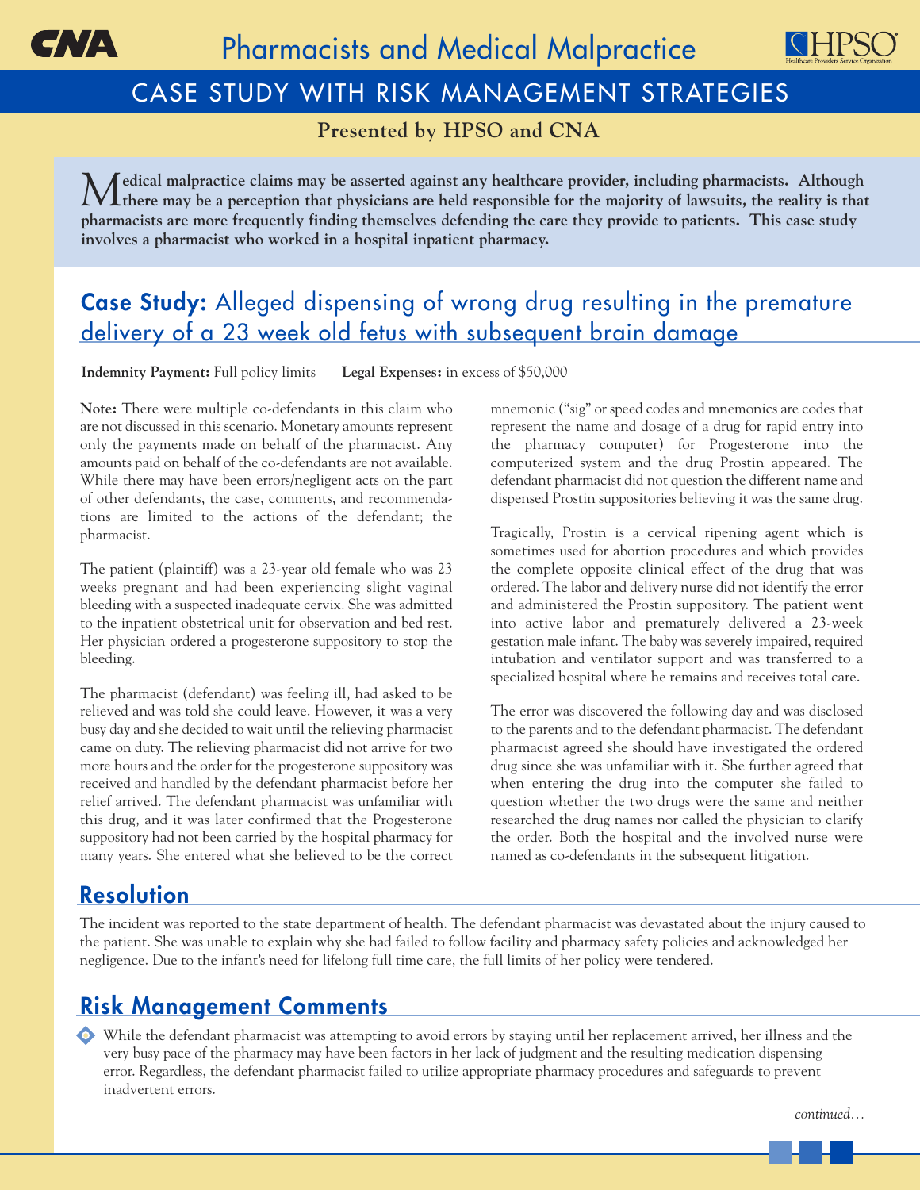# Pharmacists and Medical Malpractice

## CASE STUDY WITH RISK MANAGEMENT STRATEGIES

**Presented by HPSO and CNA**

**Medical malpractice claims may be asserted against any healthcare provider, including pharmacists. Although there may be a perception that physicians are held responsible for the majority of lawsuits, the reality is that pharmacists are more frequently finding themselves defending the care they provide to patients. This case study involves a pharmacist who worked in a hospital inpatient pharmacy.**

## Case Study: Alleged dispensing of wrong drug resulting in the premature delivery of a 23 week old fetus with subsequent brain damage

**Indemnity Payment:** Full policy limits **Legal Expenses:** in excess of $50,000

**Note:** There were multiple co-defendants in this claim who are not discussed in this scenario. Monetary amounts represent only the payments made on behalf of the pharmacist. Any amounts paid on behalf of the co-defendants are not available. While there may have been errors/negligent acts on the part of other defendants, the case, comments, and recommendations are limited to the actions of the defendant; the pharmacist.

The patient (plaintiff) was a 23-year old female who was 23 weeks pregnant and had been experiencing slight vaginal bleeding with a suspected inadequate cervix. She was admitted to the inpatient obstetrical unit for observation and bed rest. Her physician ordered a progesterone suppository to stop the bleeding.

The pharmacist (defendant) was feeling ill, had asked to be relieved and was told she could leave. However, it was a very busy day and she decided to wait until the relieving pharmacist came on duty. The relieving pharmacist did not arrive for two more hours and the order for the progesterone suppository was received and handled by the defendant pharmacist before her relief arrived. The defendant pharmacist was unfamiliar with this drug, and it was later confirmed that the Progesterone suppository had not been carried by the hospital pharmacy for many years. She entered what she believed to be the correct mnemonic ("sig" or speed codes and mnemonics are codes that represent the name and dosage of a drug for rapid entry into the pharmacy computer) for Progesterone into the computerized system and the drug Prostin appeared. The defendant pharmacist did not question the different name and dispensed Prostin suppositories believing it was the same drug.

Tragically, Prostin is a cervical ripening agent which is sometimes used for abortion procedures and which provides the complete opposite clinical effect of the drug that was ordered. The labor and delivery nurse did not identify the error and administered the Prostin suppository. The patient went into active labor and prematurely delivered a 23-week gestation male infant. The baby was severely impaired, required intubation and ventilator support and was transferred to a specialized hospital where he remains and receives total care.

The error was discovered the following day and was disclosed to the parents and to the defendant pharmacist. The defendant pharmacist agreed she should have investigated the ordered drug since she was unfamiliar with it. She further agreed that when entering the drug into the computer she failed to question whether the two drugs were the same and neither researched the drug names nor called the physician to clarify the order. Both the hospital and the involved nurse were named as co-defendants in the subsequent litigation.

## Resolution

The incident was reported to the state department of health. The defendant pharmacist was devastated about the injury caused to the patient. She was unable to explain why she had failed to follow facility and pharmacy safety policies and acknowledged her negligence. Due to the infant's need for lifelong full time care, the full limits of her policy were tendered.

## Risk Management Comments

- While the defendant pharmacist was attempting to avoid errors by staying until her replacement arrived, her illness and the very busy pace of the pharmacy may have been factors in her lack of judgment and the resulting medication dispensing error. Regardless, the defendant pharmacist failed to utilize appropriate pharmacy procedures and safeguards to prevent inadvertent errors.

*continued…*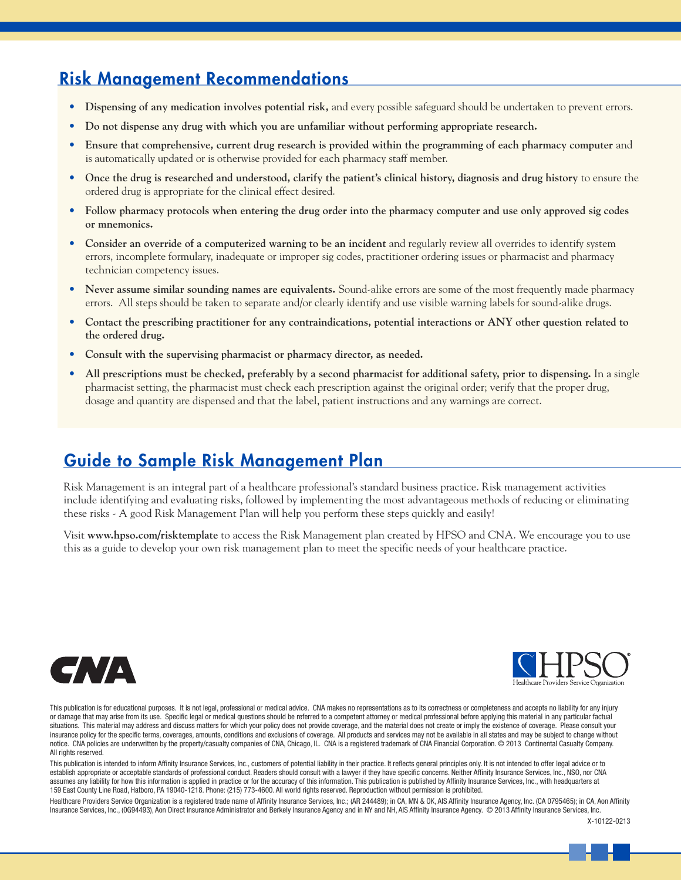## Risk Management Recommendations

- **Dispensing of any medication involves potential risk,** and every possible safeguard should be undertaken to prevent errors.
- **Do not dispense any drug with which you are unfamiliar without performing appropriate research.**
- **Ensure that comprehensive, current drug research is provided within the programming of each pharmacy computer** and is automatically updated or is otherwise provided for each pharmacy staff member.
- **Once the drug is researched and understood, clarify the patient's clinical history, diagnosis and drug history** to ensure the ordered drug is appropriate for the clinical effect desired.
- **Follow pharmacy protocols when entering the drug order into the pharmacy computer and use only approved sig codes or mnemonics.**
- **Consider an override of a computerized warning to be an incident** and regularly review all overrides to identify system errors, incomplete formulary, inadequate or improper sig codes, practitioner ordering issues or pharmacist and pharmacy technician competency issues.
- **Never assume similar sounding names are equivalents.** Sound-alike errors are some of the most frequently made pharmacy errors. All steps should be taken to separate and/or clearly identify and use visible warning labels for sound-alike drugs.
- **Contact the prescribing practitioner for any contraindications, potential interactions or ANY other question related to the ordered drug.**
- **Consult with the supervising pharmacist or pharmacy director, as needed.**
- **All prescriptions must be checked, preferably by a second pharmacist for additional safety, prior to dispensing.** In a single pharmacist setting, the pharmacist must check each prescription against the original order; verify that the proper drug, dosage and quantity are dispensed and that the label, patient instructions and any warnings are correct.

## Guide to Sample Risk Management Plan

Risk Management is an integral part of a healthcare professional's standard business practice. Risk management activities include identifying and evaluating risks, followed by implementing the most advantageous methods of reducing or eliminating these risks - A good Risk Management Plan will help you perform these steps quickly and easily!

Visit **www.hpso.com/risktemplate** to access the Risk Management plan created by HPSO and CNA. We encourage you to use this as a guide to develop your own risk management plan to meet the specific needs of your healthcare practice.

CNA

HPSO®
Healthcare Providers Service Organization

This publication is for educational purposes. It is not legal, professional or medical advice. CNA makes no representations as to its correctness or completeness and accepts no liability for any injury or damage that may arise from its use. Specific legal or medical questions should be referred to a competent attorney or medical professional before applying this material in any particular factual situations. This material may address and discuss matters for which your policy does not provide coverage, and the material does not create or imply the existence of coverage. Please consult your insurance policy for the specific terms, coverages, amounts, conditions and exclusions of coverage. All products and services may not be available in all states and may be subject to change without notice. CNA policies are underwritten by the property/casualty companies of CNA, Chicago, IL. CNA is a registered trademark of CNA Financial Corporation. © 2013 Continental Casualty Company. All rights reserved.

This publication is intended to inform Affinity Insurance Services, Inc., customers of potential liability in their practice. It reflects general principles only. It is not intended to offer legal advice or to establish appropriate or acceptable standards of professional conduct. Readers should consult with a lawyer if they have specific concerns. Neither Affinity Insurance Services, Inc., NSO, nor CNA assumes any liability for how this information is applied in practice or for the accuracy of this information. This publication is published by Affinity Insurance Services, Inc., with headquarters at 159 East County Line Road, Hatboro, PA 19040-1218. Phone: (215) 773-4600. All world rights reserved. Reproduction without permission is prohibited.

Healthcare Providers Service Organization is a registered trade name of Affinity Insurance Services, Inc.; (AR 244489); in CA, MN & OK, AIS Affinity Insurance Agency, Inc. (CA 0795465); in CA, Aon Affinity Insurance Services, Inc., (0G94493), Aon Direct Insurance Administrator and Berkely Insurance Agency and in NY and NH, AIS Affinity Insurance Agency. © 2013 Affinity Insurance Services, Inc.

X-10122-0213